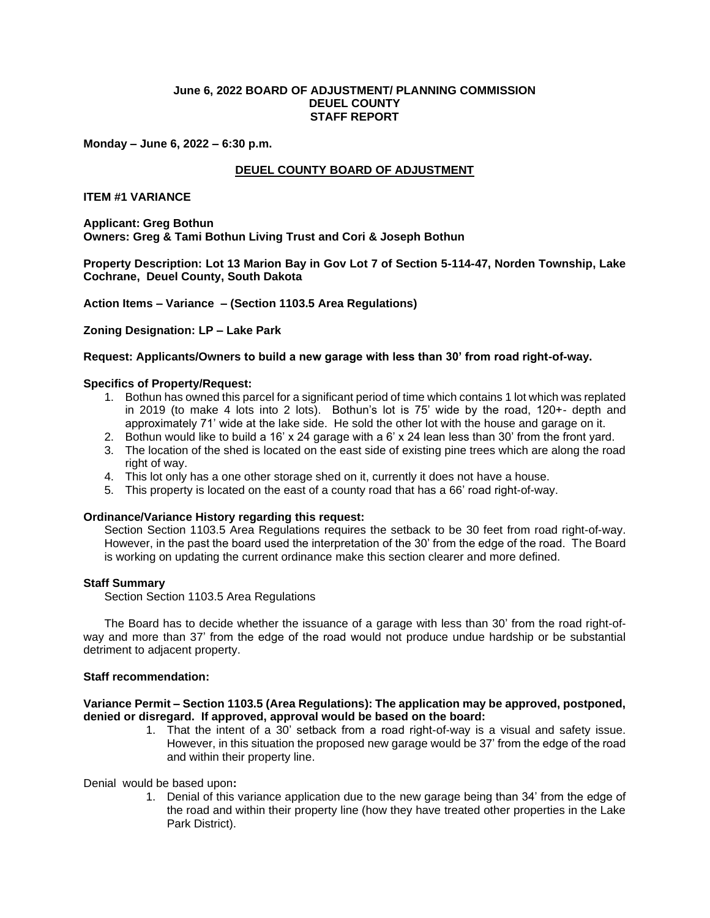**June 6, 2022 BOARD OF ADJUSTMENT/ PLANNING COMMISSION**
**DEUEL COUNTY**
**STAFF REPORT**

**Monday – June 6, 2022 – 6:30 p.m.**

## DEUEL COUNTY BOARD OF ADJUSTMENT

### ITEM #1 VARIANCE

**Applicant: Greg Bothun**
**Owners: Greg & Tami Bothun Living Trust and Cori & Joseph Bothun**

**Property Description: Lot 13 Marion Bay in Gov Lot 7 of Section 5-114-47, Norden Township, Lake Cochrane, Deuel County, South Dakota**

**Action Items – Variance – (Section 1103.5 Area Regulations)**

**Zoning Designation: LP – Lake Park**

**Request: Applicants/Owners to build a new garage with less than 30' from road right-of-way.**

**Specifics of Property/Request:**

1. Bothun has owned this parcel for a significant period of time which contains 1 lot which was replated in 2019 (to make 4 lots into 2 lots). Bothun's lot is 75' wide by the road, 120+- depth and approximately 71' wide at the lake side. He sold the other lot with the house and garage on it.
2. Bothun would like to build a 16' x 24 garage with a 6' x 24 lean less than 30' from the front yard.
3. The location of the shed is located on the east side of existing pine trees which are along the road right of way.
4. This lot only has a one other storage shed on it, currently it does not have a house.
5. This property is located on the east of a county road that has a 66' road right-of-way.

**Ordinance/Variance History regarding this request:**

Section Section 1103.5 Area Regulations requires the setback to be 30 feet from road right-of-way. However, in the past the board used the interpretation of the 30' from the edge of the road. The Board is working on updating the current ordinance make this section clearer and more defined.

**Staff Summary**

Section Section 1103.5 Area Regulations

The Board has to decide whether the issuance of a garage with less than 30' from the road right-of-way and more than 37' from the edge of the road would not produce undue hardship or be substantial detriment to adjacent property.

**Staff recommendation:**

**Variance Permit – Section 1103.5 (Area Regulations): The application may be approved, postponed, denied or disregard. If approved, approval would be based on the board:**

1. That the intent of a 30' setback from a road right-of-way is a visual and safety issue. However, in this situation the proposed new garage would be 37' from the edge of the road and within their property line.

Denial would be based upon**:**

1. Denial of this variance application due to the new garage being than 34' from the edge of the road and within their property line (how they have treated other properties in the Lake Park District).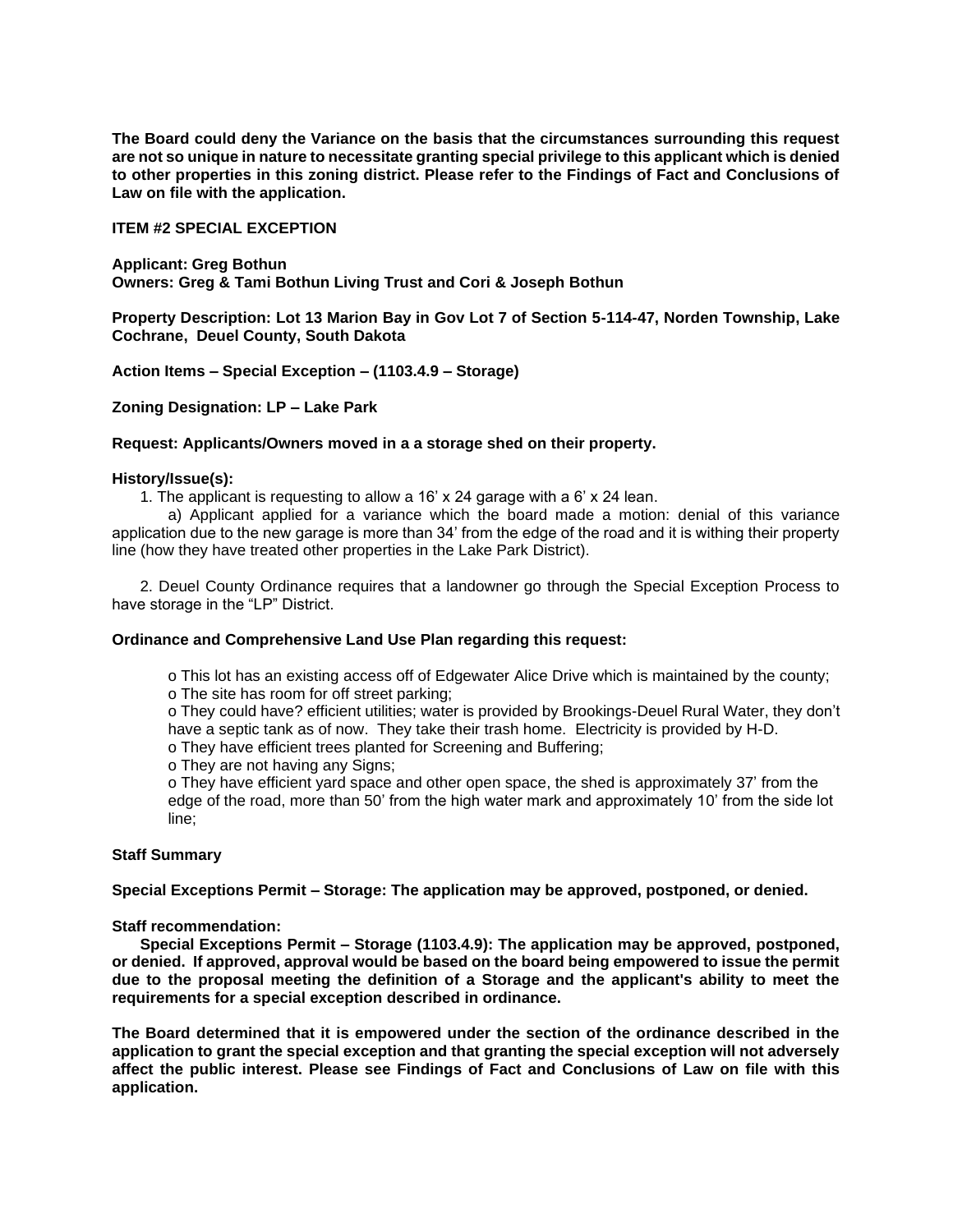**The Board could deny the Variance on the basis that the circumstances surrounding this request are not so unique in nature to necessitate granting special privilege to this applicant which is denied to other properties in this zoning district. Please refer to the Findings of Fact and Conclusions of Law on file with the application.**

**ITEM #2 SPECIAL EXCEPTION**

**Applicant: Greg Bothun**
**Owners: Greg & Tami Bothun Living Trust and Cori & Joseph Bothun**

**Property Description: Lot 13 Marion Bay in Gov Lot 7 of Section 5-114-47, Norden Township, Lake Cochrane, Deuel County, South Dakota**

**Action Items – Special Exception – (1103.4.9 – Storage)**

**Zoning Designation: LP – Lake Park**

**Request: Applicants/Owners moved in a a storage shed on their property.**

**History/Issue(s):**

1. The applicant is requesting to allow a 16' x 24 garage with a 6' x 24 lean.
   a) Applicant applied for a variance which the board made a motion: denial of this variance application due to the new garage is more than 34' from the edge of the road and it is withing their property line (how they have treated other properties in the Lake Park District).

2. Deuel County Ordinance requires that a landowner go through the Special Exception Process to have storage in the "LP" District.

**Ordinance and Comprehensive Land Use Plan regarding this request:**

- o This lot has an existing access off of Edgewater Alice Drive which is maintained by the county;
- o The site has room for off street parking;
- o They could have? efficient utilities; water is provided by Brookings-Deuel Rural Water, they don't have a septic tank as of now. They take their trash home. Electricity is provided by H-D.
- o They have efficient trees planted for Screening and Buffering;
- o They are not having any Signs;
- o They have efficient yard space and other open space, the shed is approximately 37' from the edge of the road, more than 50' from the high water mark and approximately 10' from the side lot line;

**Staff Summary**

**Special Exceptions Permit – Storage: The application may be approved, postponed, or denied.**

**Staff recommendation:**

**Special Exceptions Permit – Storage (1103.4.9): The application may be approved, postponed, or denied. If approved, approval would be based on the board being empowered to issue the permit due to the proposal meeting the definition of a Storage and the applicant's ability to meet the requirements for a special exception described in ordinance.**

**The Board determined that it is empowered under the section of the ordinance described in the application to grant the special exception and that granting the special exception will not adversely affect the public interest. Please see Findings of Fact and Conclusions of Law on file with this application.**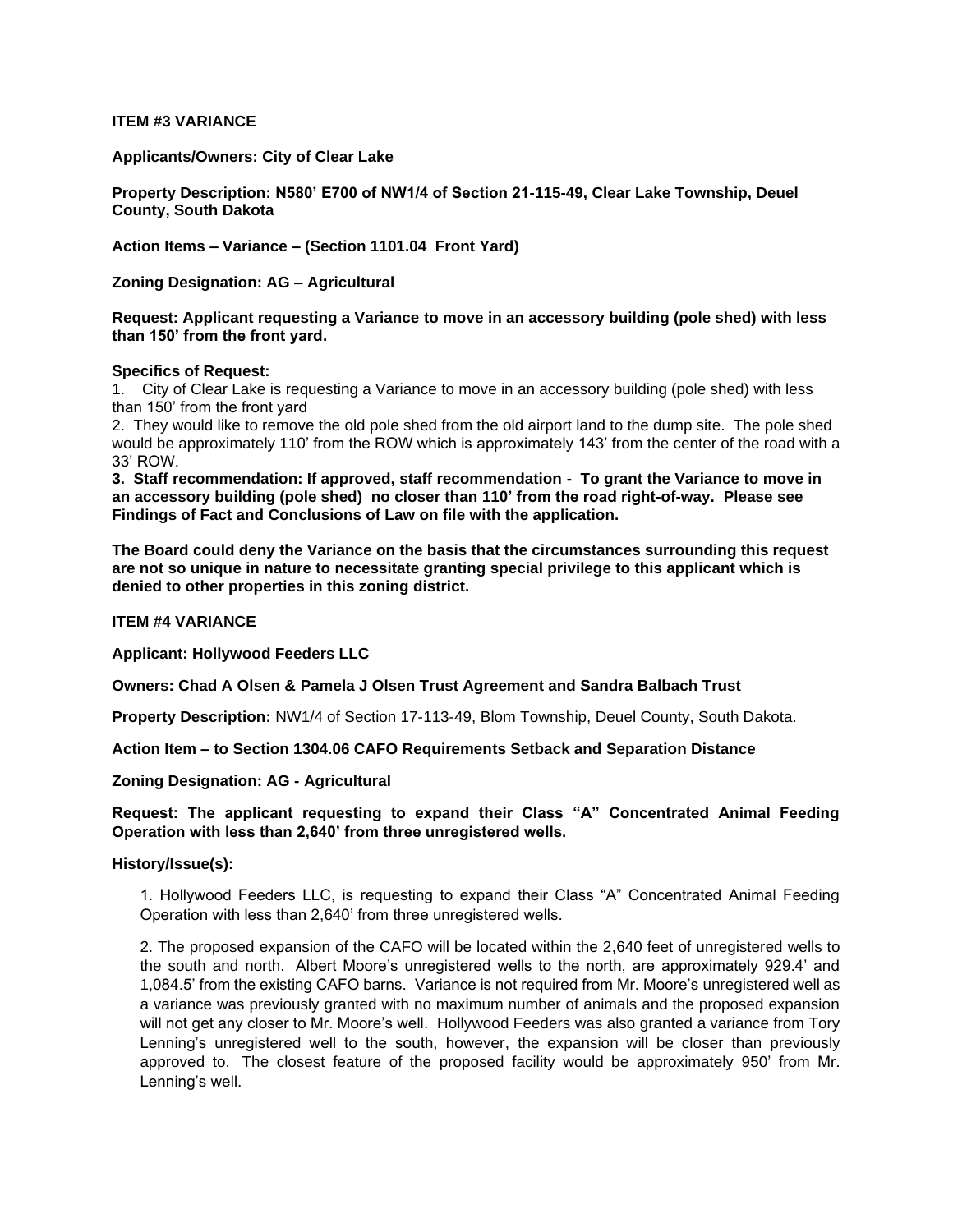**ITEM #3 VARIANCE**

**Applicants/Owners: City of Clear Lake**

**Property Description: N580' E700 of NW1/4 of Section 21-115-49, Clear Lake Township, Deuel County, South Dakota**

**Action Items – Variance – (Section 1101.04 Front Yard)**

**Zoning Designation: AG – Agricultural**

**Request: Applicant requesting a Variance to move in an accessory building (pole shed) with less than 150' from the front yard.**

**Specifics of Request:**

1. City of Clear Lake is requesting a Variance to move in an accessory building (pole shed) with less than 150' from the front yard
2. They would like to remove the old pole shed from the old airport land to the dump site. The pole shed would be approximately 110' from the ROW which is approximately 143' from the center of the road with a 33' ROW.
3. **Staff recommendation: If approved, staff recommendation - To grant the Variance to move in an accessory building (pole shed) no closer than 110' from the road right-of-way. Please see Findings of Fact and Conclusions of Law on file with the application.**

**The Board could deny the Variance on the basis that the circumstances surrounding this request are not so unique in nature to necessitate granting special privilege to this applicant which is denied to other properties in this zoning district.**

**ITEM #4 VARIANCE**

**Applicant: Hollywood Feeders LLC**

**Owners: Chad A Olsen & Pamela J Olsen Trust Agreement and Sandra Balbach Trust**

**Property Description:** NW1/4 of Section 17-113-49, Blom Township, Deuel County, South Dakota.

**Action Item – to Section 1304.06 CAFO Requirements Setback and Separation Distance**

**Zoning Designation: AG - Agricultural**

**Request: The applicant requesting to expand their Class "A" Concentrated Animal Feeding Operation with less than 2,640' from three unregistered wells.**

**History/Issue(s):**

1. Hollywood Feeders LLC, is requesting to expand their Class "A" Concentrated Animal Feeding Operation with less than 2,640' from three unregistered wells.

2. The proposed expansion of the CAFO will be located within the 2,640 feet of unregistered wells to the south and north. Albert Moore's unregistered wells to the north, are approximately 929.4' and 1,084.5' from the existing CAFO barns. Variance is not required from Mr. Moore's unregistered well as a variance was previously granted with no maximum number of animals and the proposed expansion will not get any closer to Mr. Moore's well. Hollywood Feeders was also granted a variance from Tory Lenning's unregistered well to the south, however, the expansion will be closer than previously approved to. The closest feature of the proposed facility would be approximately 950' from Mr. Lenning's well.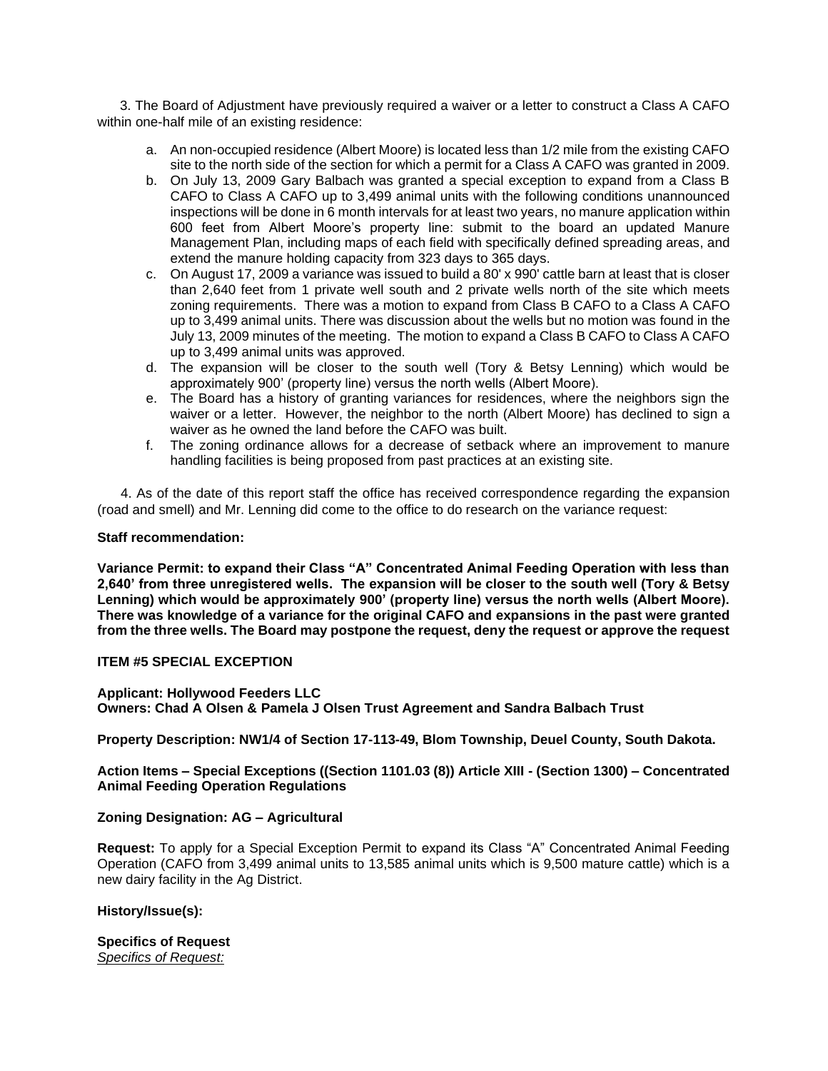3. The Board of Adjustment have previously required a waiver or a letter to construct a Class A CAFO within one-half mile of an existing residence:

a. An non-occupied residence (Albert Moore) is located less than 1/2 mile from the existing CAFO site to the north side of the section for which a permit for a Class A CAFO was granted in 2009.
b. On July 13, 2009 Gary Balbach was granted a special exception to expand from a Class B CAFO to Class A CAFO up to 3,499 animal units with the following conditions unannounced inspections will be done in 6 month intervals for at least two years, no manure application within 600 feet from Albert Moore's property line: submit to the board an updated Manure Management Plan, including maps of each field with specifically defined spreading areas, and extend the manure holding capacity from 323 days to 365 days.
c. On August 17, 2009 a variance was issued to build a 80' x 990' cattle barn at least that is closer than 2,640 feet from 1 private well south and 2 private wells north of the site which meets zoning requirements. There was a motion to expand from Class B CAFO to a Class A CAFO up to 3,499 animal units. There was discussion about the wells but no motion was found in the July 13, 2009 minutes of the meeting. The motion to expand a Class B CAFO to Class A CAFO up to 3,499 animal units was approved.
d. The expansion will be closer to the south well (Tory & Betsy Lenning) which would be approximately 900' (property line) versus the north wells (Albert Moore).
e. The Board has a history of granting variances for residences, where the neighbors sign the waiver or a letter. However, the neighbor to the north (Albert Moore) has declined to sign a waiver as he owned the land before the CAFO was built.
f. The zoning ordinance allows for a decrease of setback where an improvement to manure handling facilities is being proposed from past practices at an existing site.

4. As of the date of this report staff the office has received correspondence regarding the expansion (road and smell) and Mr. Lenning did come to the office to do research on the variance request:

**Staff recommendation:**

**Variance Permit: to expand their Class "A" Concentrated Animal Feeding Operation with less than 2,640' from three unregistered wells. The expansion will be closer to the south well (Tory & Betsy Lenning) which would be approximately 900' (property line) versus the north wells (Albert Moore). There was knowledge of a variance for the original CAFO and expansions in the past were granted from the three wells. The Board may postpone the request, deny the request or approve the request**

**ITEM #5 SPECIAL EXCEPTION**

**Applicant: Hollywood Feeders LLC**
**Owners: Chad A Olsen & Pamela J Olsen Trust Agreement and Sandra Balbach Trust**

**Property Description: NW1/4 of Section 17-113-49, Blom Township, Deuel County, South Dakota.**

**Action Items – Special Exceptions ((Section 1101.03 (8)) Article XIII - (Section 1300) – Concentrated Animal Feeding Operation Regulations**

**Zoning Designation: AG – Agricultural**

**Request:** To apply for a Special Exception Permit to expand its Class "A" Concentrated Animal Feeding Operation (CAFO from 3,499 animal units to 13,585 animal units which is 9,500 mature cattle) which is a new dairy facility in the Ag District.

**History/Issue(s):**

**Specifics of Request**
*Specifics of Request:*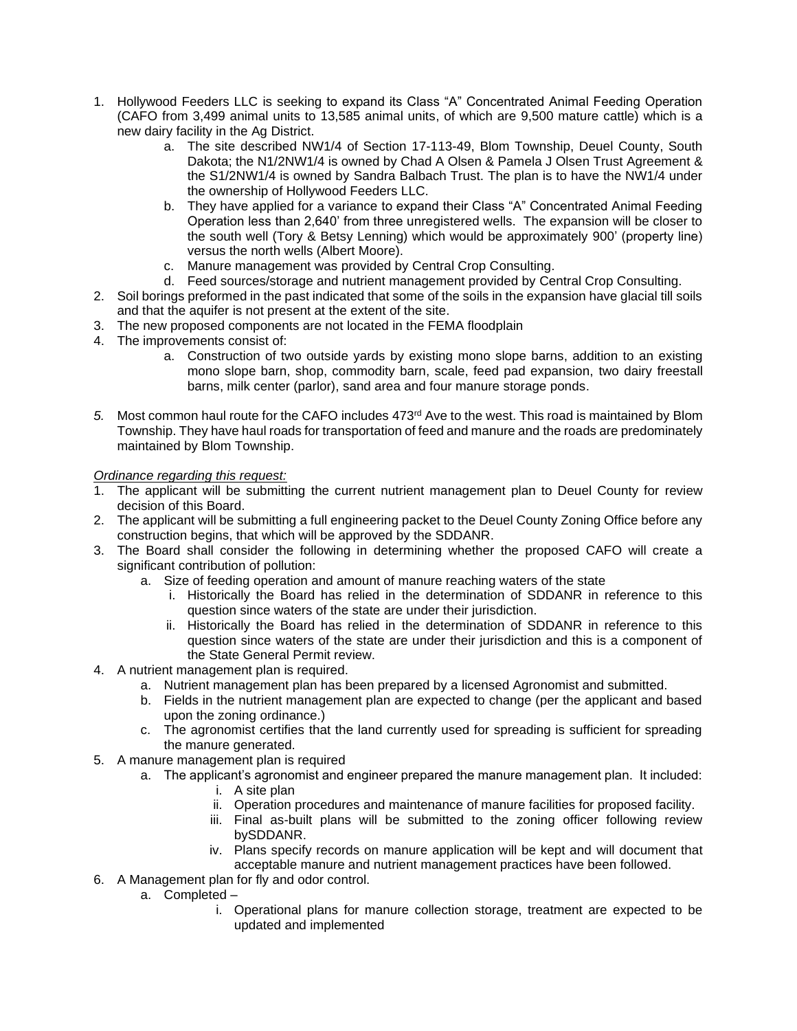1. Hollywood Feeders LLC is seeking to expand its Class "A" Concentrated Animal Feeding Operation (CAFO from 3,499 animal units to 13,585 animal units, of which are 9,500 mature cattle) which is a new dairy facility in the Ag District.
   a. The site described NW1/4 of Section 17-113-49, Blom Township, Deuel County, South Dakota; the N1/2NW1/4 is owned by Chad A Olsen & Pamela J Olsen Trust Agreement & the S1/2NW1/4 is owned by Sandra Balbach Trust. The plan is to have the NW1/4 under the ownership of Hollywood Feeders LLC.
   b. They have applied for a variance to expand their Class "A" Concentrated Animal Feeding Operation less than 2,640' from three unregistered wells. The expansion will be closer to the south well (Tory & Betsy Lenning) which would be approximately 900' (property line) versus the north wells (Albert Moore).
   c. Manure management was provided by Central Crop Consulting.
   d. Feed sources/storage and nutrient management provided by Central Crop Consulting.
2. Soil borings preformed in the past indicated that some of the soils in the expansion have glacial till soils and that the aquifer is not present at the extent of the site.
3. The new proposed components are not located in the FEMA floodplain
4. The improvements consist of:
   a. Construction of two outside yards by existing mono slope barns, addition to an existing mono slope barn, shop, commodity barn, scale, feed pad expansion, two dairy freestall barns, milk center (parlor), sand area and four manure storage ponds.
5. Most common haul route for the CAFO includes 473rd Ave to the west. This road is maintained by Blom Township. They have haul roads for transportation of feed and manure and the roads are predominately maintained by Blom Township.

*Ordinance regarding this request:*

1. The applicant will be submitting the current nutrient management plan to Deuel County for review decision of this Board.
2. The applicant will be submitting a full engineering packet to the Deuel County Zoning Office before any construction begins, that which will be approved by the SDDANR.
3. The Board shall consider the following in determining whether the proposed CAFO will create a significant contribution of pollution:
   a. Size of feeding operation and amount of manure reaching waters of the state
      i. Historically the Board has relied in the determination of SDDANR in reference to this question since waters of the state are under their jurisdiction.
      ii. Historically the Board has relied in the determination of SDDANR in reference to this question since waters of the state are under their jurisdiction and this is a component of the State General Permit review.
4. A nutrient management plan is required.
   a. Nutrient management plan has been prepared by a licensed Agronomist and submitted.
   b. Fields in the nutrient management plan are expected to change (per the applicant and based upon the zoning ordinance.)
   c. The agronomist certifies that the land currently used for spreading is sufficient for spreading the manure generated.
5. A manure management plan is required
   a. The applicant's agronomist and engineer prepared the manure management plan. It included:
      i. A site plan
      ii. Operation procedures and maintenance of manure facilities for proposed facility.
      iii. Final as-built plans will be submitted to the zoning officer following review bySDDANR.
      iv. Plans specify records on manure application will be kept and will document that acceptable manure and nutrient management practices have been followed.
6. A Management plan for fly and odor control.
   a. Completed –
      i. Operational plans for manure collection storage, treatment are expected to be updated and implemented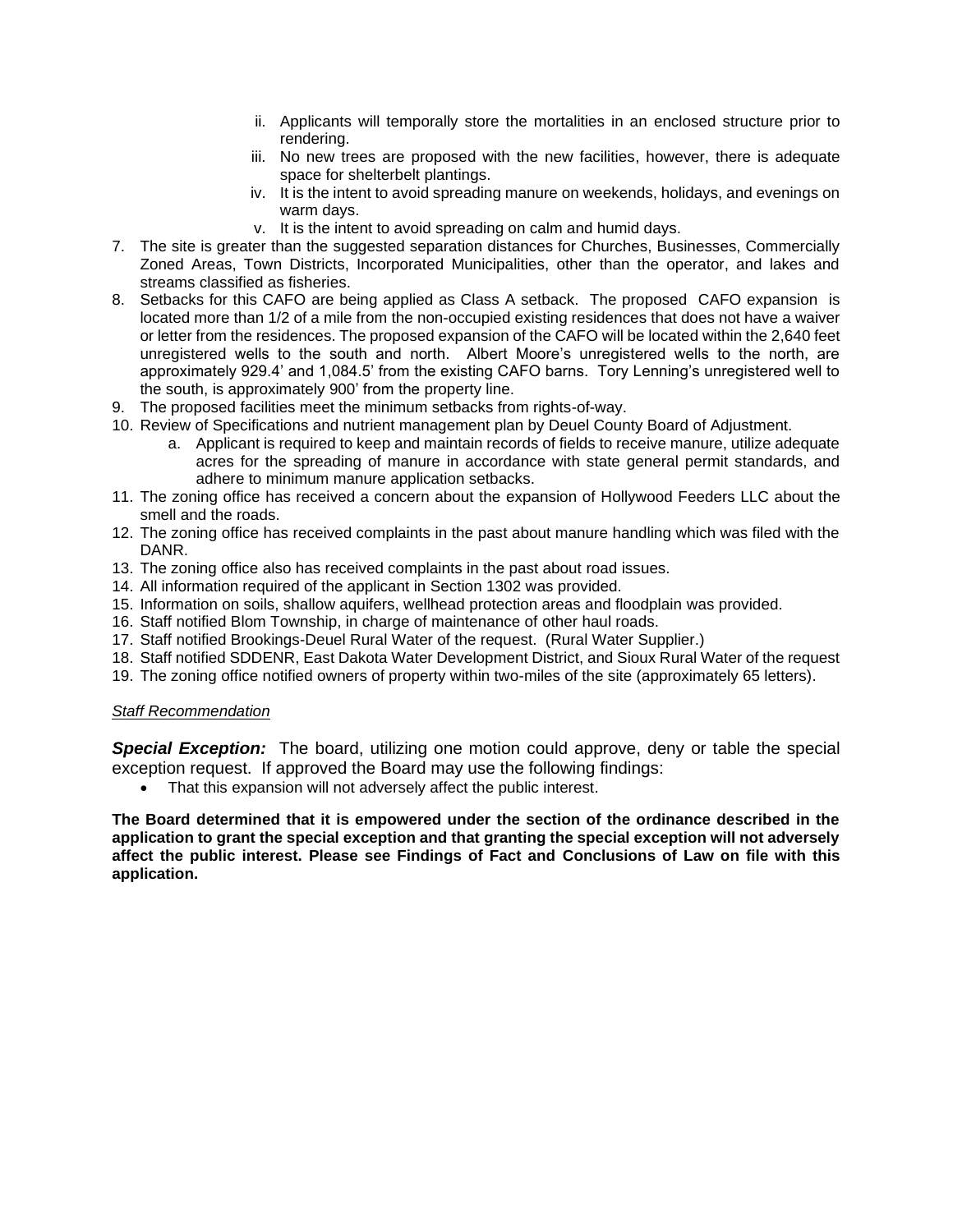- ii. Applicants will temporally store the mortalities in an enclosed structure prior to rendering.
   - iii. No new trees are proposed with the new facilities, however, there is adequate space for shelterbelt plantings.
   - iv. It is the intent to avoid spreading manure on weekends, holidays, and evenings on warm days.
   - v. It is the intent to avoid spreading on calm and humid days.

7. The site is greater than the suggested separation distances for Churches, Businesses, Commercially Zoned Areas, Town Districts, Incorporated Municipalities, other than the operator, and lakes and streams classified as fisheries.
8. Setbacks for this CAFO are being applied as Class A setback. The proposed CAFO expansion is located more than 1/2 of a mile from the non-occupied existing residences that does not have a waiver or letter from the residences. The proposed expansion of the CAFO will be located within the 2,640 feet unregistered wells to the south and north. Albert Moore's unregistered wells to the north, are approximately 929.4' and 1,084.5' from the existing CAFO barns. Tory Lenning's unregistered well to the south, is approximately 900' from the property line.
9. The proposed facilities meet the minimum setbacks from rights-of-way.
10. Review of Specifications and nutrient management plan by Deuel County Board of Adjustment.
    - a. Applicant is required to keep and maintain records of fields to receive manure, utilize adequate acres for the spreading of manure in accordance with state general permit standards, and adhere to minimum manure application setbacks.
11. The zoning office has received a concern about the expansion of Hollywood Feeders LLC about the smell and the roads.
12. The zoning office has received complaints in the past about manure handling which was filed with the DANR.
13. The zoning office also has received complaints in the past about road issues.
14. All information required of the applicant in Section 1302 was provided.
15. Information on soils, shallow aquifers, wellhead protection areas and floodplain was provided.
16. Staff notified Blom Township, in charge of maintenance of other haul roads.
17. Staff notified Brookings-Deuel Rural Water of the request. (Rural Water Supplier.)
18. Staff notified SDDENR, East Dakota Water Development District, and Sioux Rural Water of the request
19. The zoning office notified owners of property within two-miles of the site (approximately 65 letters).

*Staff Recommendation*

***Special Exception:*** The board, utilizing one motion could approve, deny or table the special exception request. If approved the Board may use the following findings:

- That this expansion will not adversely affect the public interest.

**The Board determined that it is empowered under the section of the ordinance described in the application to grant the special exception and that granting the special exception will not adversely affect the public interest. Please see Findings of Fact and Conclusions of Law on file with this application.**